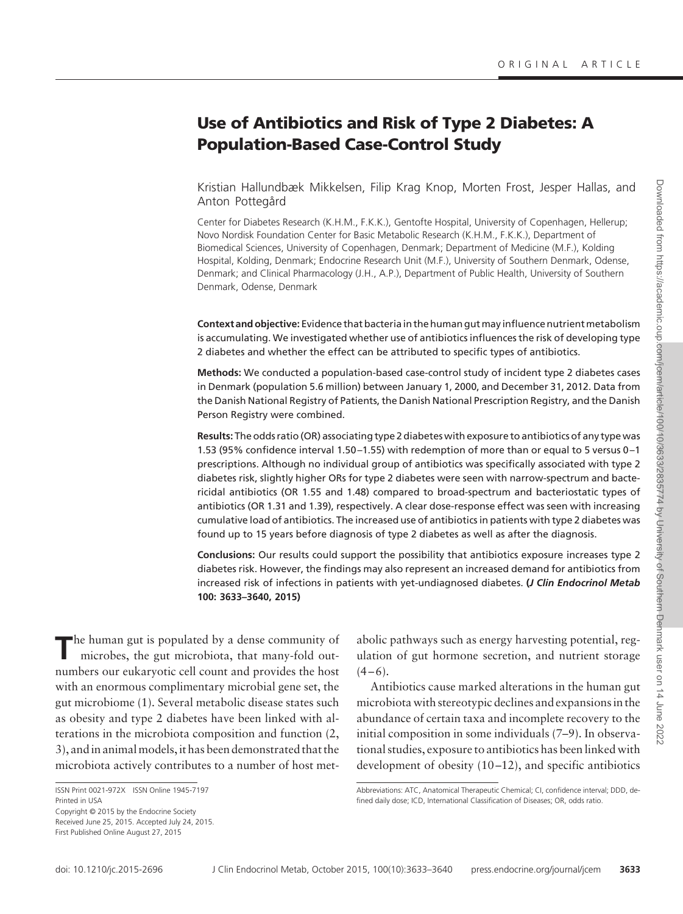ORIGINAL ARTICLE

# Use of Antibiotics and Risk of Type 2 Diabetes: A Population-Based Case-Control Study

Kristian Hallundbæk Mikkelsen, Filip Krag Knop, Morten Frost, Jesper Hallas, and Anton Pottegård

Center for Diabetes Research (K.H.M., F.K.K.), Gentofte Hospital, University of Copenhagen, Hellerup; Novo Nordisk Foundation Center for Basic Metabolic Research (K.H.M., F.K.K.), Department of Biomedical Sciences, University of Copenhagen, Denmark; Department of Medicine (M.F.), Kolding Hospital, Kolding, Denmark; Endocrine Research Unit (M.F.), University of Southern Denmark, Odense, Denmark; and Clinical Pharmacology (J.H., A.P.), Department of Public Health, University of Southern Denmark, Odense, Denmark

**Context and objective:** Evidence that bacteria in the human gut may influence nutrient metabolism is accumulating. We investigated whether use of antibiotics influences the risk of developing type 2 diabetes and whether the effect can be attributed to specific types of antibiotics.

**Methods:** We conducted a population-based case-control study of incident type 2 diabetes cases in Denmark (population 5.6 million) between January 1, 2000, and December 31, 2012. Data from the Danish National Registry of Patients, the Danish National Prescription Registry, and the Danish Person Registry were combined.

**Results:** The odds ratio (OR) associating type 2 diabetes with exposure to antibiotics of any type was 1.53 (95% confidence interval 1.50–1.55) with redemption of more than or equal to 5 versus 0–1 prescriptions. Although no individual group of antibiotics was specifically associated with type 2 diabetes risk, slightly higher ORs for type 2 diabetes were seen with narrow-spectrum and bactericidal antibiotics (OR 1.55 and 1.48) compared to broad-spectrum and bacteriostatic types of antibiotics (OR 1.31 and 1.39), respectively. A clear dose-response effect was seen with increasing cumulative load of antibiotics. The increased use of antibiotics in patients with type 2 diabetes was found up to 15 years before diagnosis of type 2 diabetes as well as after the diagnosis.

**Conclusions:** Our results could support the possibility that antibiotics exposure increases type 2 diabetes risk. However, the findings may also represent an increased demand for antibiotics from increased risk of infections in patients with yet-undiagnosed diabetes. ***(J Clin Endocrinol Metab* 100: 3633–3640, 2015)**

The human gut is populated by a dense community of microbes, the gut microbiota, that many-fold outnumbers our eukaryotic cell count and provides the host with an enormous complimentary microbial gene set, the gut microbiome (1). Several metabolic disease states such as obesity and type 2 diabetes have been linked with alterations in the microbiota composition and function (2, 3), and in animal models, it has been demonstrated that the microbiota actively contributes to a number of host metabolic pathways such as energy harvesting potential, regulation of gut hormone secretion, and nutrient storage (4–6).

Antibiotics cause marked alterations in the human gut microbiota with stereotypic declines and expansions in the abundance of certain taxa and incomplete recovery to the initial composition in some individuals (7–9). In observational studies, exposure to antibiotics has been linked with development of obesity (10–12), and specific antibiotics

ISSN Print 0021-972X ISSN Online 1945-7197
Printed in USA
Copyright © 2015 by the Endocrine Society
Received June 25, 2015. Accepted July 24, 2015.
First Published Online August 27, 2015

Abbreviations: ATC, Anatomical Therapeutic Chemical; CI, confidence interval; DDD, defined daily dose; ICD, International Classification of Diseases; OR, odds ratio.

doi: 10.1210/jc.2015-2696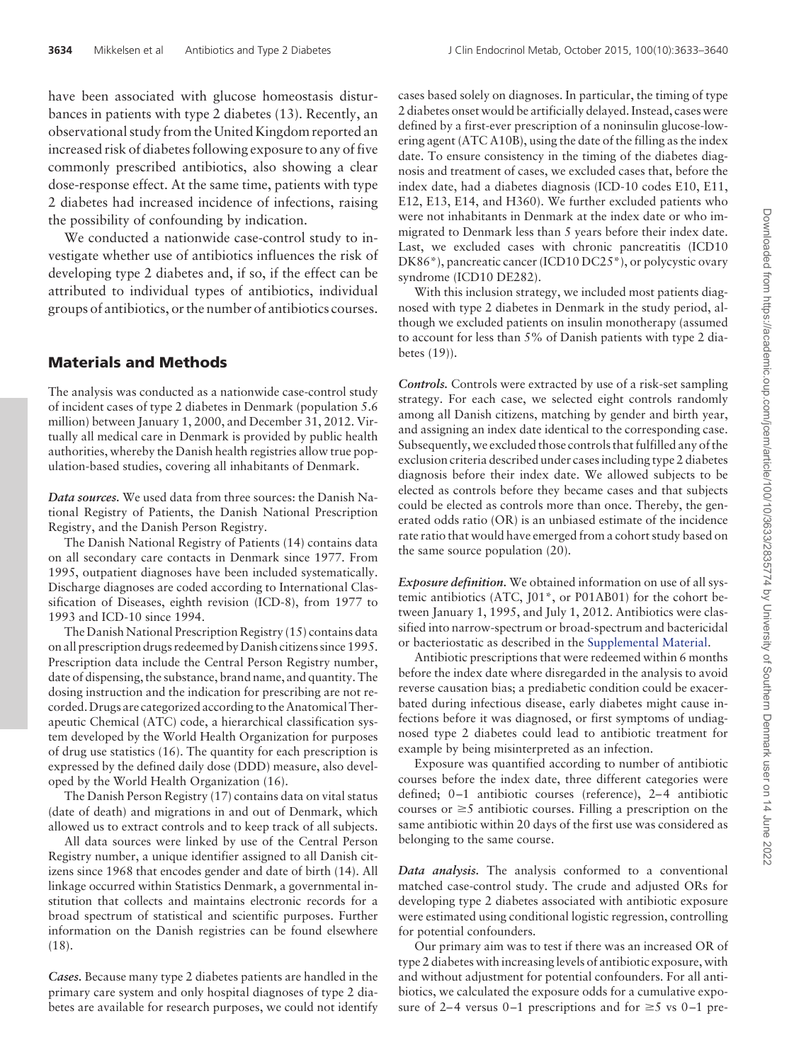have been associated with glucose homeostasis disturbances in patients with type 2 diabetes (13). Recently, an observational study from the United Kingdom reported an increased risk of diabetes following exposure to any of five commonly prescribed antibiotics, also showing a clear dose-response effect. At the same time, patients with type 2 diabetes had increased incidence of infections, raising the possibility of confounding by indication.

We conducted a nationwide case-control study to investigate whether use of antibiotics influences the risk of developing type 2 diabetes and, if so, if the effect can be attributed to individual types of antibiotics, individual groups of antibiotics, or the number of antibiotics courses.

## Materials and Methods

The analysis was conducted as a nationwide case-control study of incident cases of type 2 diabetes in Denmark (population 5.6 million) between January 1, 2000, and December 31, 2012. Virtually all medical care in Denmark is provided by public health authorities, whereby the Danish health registries allow true population-based studies, covering all inhabitants of Denmark.

***Data sources.*** We used data from three sources: the Danish National Registry of Patients, the Danish National Prescription Registry, and the Danish Person Registry.

The Danish National Registry of Patients (14) contains data on all secondary care contacts in Denmark since 1977. From 1995, outpatient diagnoses have been included systematically. Discharge diagnoses are coded according to International Classification of Diseases, eighth revision (ICD-8), from 1977 to 1993 and ICD-10 since 1994.

The Danish National Prescription Registry (15) contains data on all prescription drugs redeemed by Danish citizens since 1995. Prescription data include the Central Person Registry number, date of dispensing, the substance, brand name, and quantity. The dosing instruction and the indication for prescribing are not recorded. Drugs are categorized according to the Anatomical Therapeutic Chemical (ATC) code, a hierarchical classification system developed by the World Health Organization for purposes of drug use statistics (16). The quantity for each prescription is expressed by the defined daily dose (DDD) measure, also developed by the World Health Organization (16).

The Danish Person Registry (17) contains data on vital status (date of death) and migrations in and out of Denmark, which allowed us to extract controls and to keep track of all subjects.

All data sources were linked by use of the Central Person Registry number, a unique identifier assigned to all Danish citizens since 1968 that encodes gender and date of birth (14). All linkage occurred within Statistics Denmark, a governmental institution that collects and maintains electronic records for a broad spectrum of statistical and scientific purposes. Further information on the Danish registries can be found elsewhere (18).

***Cases.*** Because many type 2 diabetes patients are handled in the primary care system and only hospital diagnoses of type 2 diabetes are available for research purposes, we could not identify cases based solely on diagnoses. In particular, the timing of type 2 diabetes onset would be artificially delayed. Instead, cases were defined by a first-ever prescription of a noninsulin glucose-lowering agent (ATC A10B), using the date of the filling as the index date. To ensure consistency in the timing of the diabetes diagnosis and treatment of cases, we excluded cases that, before the index date, had a diabetes diagnosis (ICD-10 codes E10, E11, E12, E13, E14, and H360). We further excluded patients who were not inhabitants in Denmark at the index date or who immigrated to Denmark less than 5 years before their index date. Last, we excluded cases with chronic pancreatitis (ICD10 DK86*), pancreatic cancer (ICD10 DC25*), or polycystic ovary syndrome (ICD10 DE282).

With this inclusion strategy, we included most patients diagnosed with type 2 diabetes in Denmark in the study period, although we excluded patients on insulin monotherapy (assumed to account for less than 5% of Danish patients with type 2 diabetes (19)).

***Controls.*** Controls were extracted by use of a risk-set sampling strategy. For each case, we selected eight controls randomly among all Danish citizens, matching by gender and birth year, and assigning an index date identical to the corresponding case. Subsequently, we excluded those controls that fulfilled any of the exclusion criteria described under cases including type 2 diabetes diagnosis before their index date. We allowed subjects to be elected as controls before they became cases and that subjects could be elected as controls more than once. Thereby, the generated odds ratio (OR) is an unbiased estimate of the incidence rate ratio that would have emerged from a cohort study based on the same source population (20).

***Exposure definition.*** We obtained information on use of all systemic antibiotics (ATC, J01*, or P01AB01) for the cohort between January 1, 1995, and July 1, 2012. Antibiotics were classified into narrow-spectrum or broad-spectrum and bactericidal or bacteriostatic as described in the Supplemental Material.

Antibiotic prescriptions that were redeemed within 6 months before the index date where disregarded in the analysis to avoid reverse causation bias; a prediabetic condition could be exacerbated during infectious disease, early diabetes might cause infections before it was diagnosed, or first symptoms of undiagnosed type 2 diabetes could lead to antibiotic treatment for example by being misinterpreted as an infection.

Exposure was quantified according to number of antibiotic courses before the index date, three different categories were defined; 0–1 antibiotic courses (reference), 2–4 antibiotic courses or ≥5 antibiotic courses. Filling a prescription on the same antibiotic within 20 days of the first use was considered as belonging to the same course.

***Data analysis.*** The analysis conformed to a conventional matched case-control study. The crude and adjusted ORs for developing type 2 diabetes associated with antibiotic exposure were estimated using conditional logistic regression, controlling for potential confounders.

Our primary aim was to test if there was an increased OR of type 2 diabetes with increasing levels of antibiotic exposure, with and without adjustment for potential confounders. For all antibiotics, we calculated the exposure odds for a cumulative exposure of 2–4 versus 0–1 prescriptions and for ≥5 vs 0–1 pre-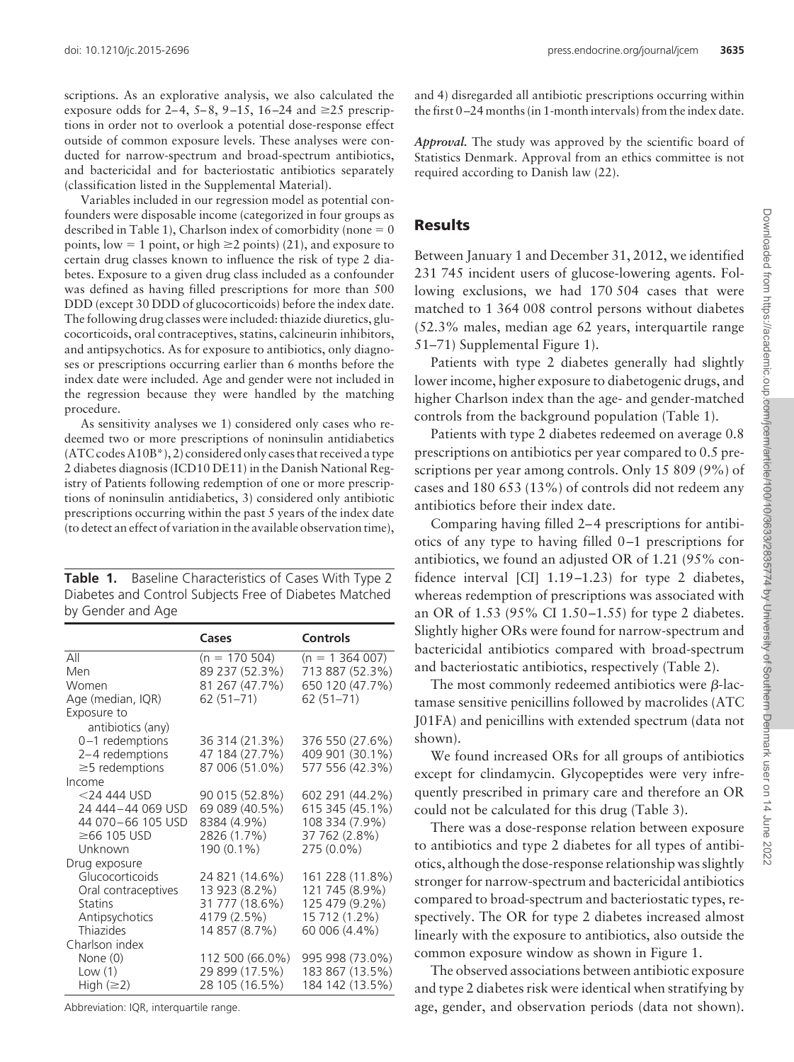scriptions. As an explorative analysis, we also calculated the exposure odds for 2–4, 5–8, 9–15, 16–24 and ≥25 prescriptions in order not to overlook a potential dose-response effect outside of common exposure levels. These analyses were conducted for narrow-spectrum and broad-spectrum antibiotics, and bactericidal and for bacteriostatic antibiotics separately (classification listed in the Supplemental Material).

Variables included in our regression model as potential confounders were disposable income (categorized in four groups as described in Table 1), Charlson index of comorbidity (none = 0 points, low = 1 point, or high ≥2 points) (21), and exposure to certain drug classes known to influence the risk of type 2 diabetes. Exposure to a given drug class included as a confounder was defined as having filled prescriptions for more than 500 DDD (except 30 DDD of glucocorticoids) before the index date. The following drug classes were included: thiazide diuretics, glucocorticoids, oral contraceptives, statins, calcineurin inhibitors, and antipsychotics. As for exposure to antibiotics, only diagnoses or prescriptions occurring earlier than 6 months before the index date were included. Age and gender were not included in the regression because they were handled by the matching procedure.

As sensitivity analyses we 1) considered only cases who redeemed two or more prescriptions of noninsulin antidiabetics (ATC codes A10B*), 2) considered only cases that received a type 2 diabetes diagnosis (ICD10 DE11) in the Danish National Registry of Patients following redemption of one or more prescriptions of noninsulin antidiabetics, 3) considered only antibiotic prescriptions occurring within the past 5 years of the index date (to detect an effect of variation in the available observation time), and 4) disregarded all antibiotic prescriptions occurring within the first 0–24 months (in 1-month intervals) from the index date.

***Approval.*** The study was approved by the scientific board of Statistics Denmark. Approval from an ethics committee is not required according to Danish law (22).

**Table 1.** Baseline Characteristics of Cases With Type 2 Diabetes and Control Subjects Free of Diabetes Matched by Gender and Age

| | Cases | Controls |
|---|---|---|
| All | (n = 170 504) | (n = 1 364 007) |
| Men | 89 237 (52.3%) | 713 887 (52.3%) |
| Women | 81 267 (47.7%) | 650 120 (47.7%) |
| Age (median, IQR) | 62 (51–71) | 62 (51–71) |
| Exposure to antibiotics (any) | | |
| 0–1 redemptions | 36 314 (21.3%) | 376 550 (27.6%) |
| 2–4 redemptions | 47 184 (27.7%) | 409 901 (30.1%) |
| ≥5 redemptions | 87 006 (51.0%) | 577 556 (42.3%) |
| Income | | |
| <24 444 USD | 90 015 (52.8%) | 602 291 (44.2%) |
| 24 444–44 069 USD | 69 089 (40.5%) | 615 345 (45.1%) |
| 44 070–66 105 USD | 8384 (4.9%) | 108 334 (7.9%) |
| ≥66 105 USD | 2826 (1.7%) | 37 762 (2.8%) |
| Unknown | 190 (0.1%) | 275 (0.0%) |
| Drug exposure | | |
| Glucocorticoids | 24 821 (14.6%) | 161 228 (11.8%) |
| Oral contraceptives | 13 923 (8.2%) | 121 745 (8.9%) |
| Statins | 31 777 (18.6%) | 125 479 (9.2%) |
| Antipsychotics | 4179 (2.5%) | 15 712 (1.2%) |
| Thiazides | 14 857 (8.7%) | 60 006 (4.4%) |
| Charlson index | | |
| None (0) | 112 500 (66.0%) | 995 998 (73.0%) |
| Low (1) | 29 899 (17.5%) | 183 867 (13.5%) |
| High (≥2) | 28 105 (16.5%) | 184 142 (13.5%) |

Abbreviation: IQR, interquartile range.

## Results

Between January 1 and December 31, 2012, we identified 231 745 incident users of glucose-lowering agents. Following exclusions, we had 170 504 cases that were matched to 1 364 008 control persons without diabetes (52.3% males, median age 62 years, interquartile range 51–71) Supplemental Figure 1).

Patients with type 2 diabetes generally had slightly lower income, higher exposure to diabetogenic drugs, and higher Charlson index than the age- and gender-matched controls from the background population (Table 1).

Patients with type 2 diabetes redeemed on average 0.8 prescriptions on antibiotics per year compared to 0.5 prescriptions per year among controls. Only 15 809 (9%) of cases and 180 653 (13%) of controls did not redeem any antibiotics before their index date.

Comparing having filled 2–4 prescriptions for antibiotics of any type to having filled 0–1 prescriptions for antibiotics, we found an adjusted OR of 1.21 (95% confidence interval [CI] 1.19–1.23) for type 2 diabetes, whereas redemption of prescriptions was associated with an OR of 1.53 (95% CI 1.50–1.55) for type 2 diabetes. Slightly higher ORs were found for narrow-spectrum and bactericidal antibiotics compared with broad-spectrum and bacteriostatic antibiotics, respectively (Table 2).

The most commonly redeemed antibiotics were β-lactamase sensitive penicillins followed by macrolides (ATC J01FA) and penicillins with extended spectrum (data not shown).

We found increased ORs for all groups of antibiotics except for clindamycin. Glycopeptides were very infrequently prescribed in primary care and therefore an OR could not be calculated for this drug (Table 3).

There was a dose-response relation between exposure to antibiotics and type 2 diabetes for all types of antibiotics, although the dose-response relationship was slightly stronger for narrow-spectrum and bactericidal antibiotics compared to broad-spectrum and bacteriostatic types, respectively. The OR for type 2 diabetes increased almost linearly with the exposure to antibiotics, also outside the common exposure window as shown in Figure 1.

The observed associations between antibiotic exposure and type 2 diabetes risk were identical when stratifying by age, gender, and observation periods (data not shown).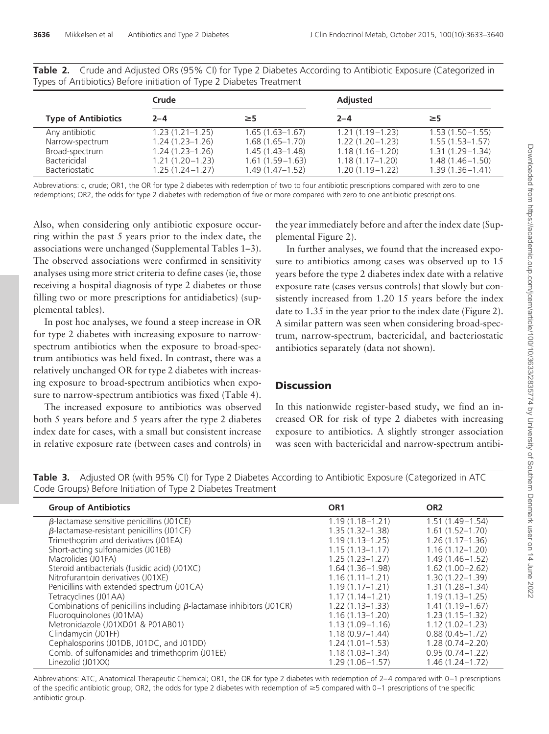**Table 2.** Crude and Adjusted ORs (95% CI) for Type 2 Diabetes According to Antibiotic Exposure (Categorized in Types of Antibiotics) Before initiation of Type 2 Diabetes Treatment

| | Crude | | Adjusted | |
|---|---|---|---|---|
| **Type of Antibiotics** | **2–4** | **≥5** | **2–4** | **≥5** |
| Any antibiotic | 1.23 (1.21–1.25) | 1.65 (1.63–1.67) | 1.21 (1.19–1.23) | 1.53 (1.50–1.55) |
| Narrow-spectrum | 1.24 (1.23–1.26) | 1.68 (1.65–1.70) | 1.22 (1.20–1.23) | 1.55 (1.53–1.57) |
| Broad-spectrum | 1.24 (1.23–1.26) | 1.45 (1.43–1.48) | 1.18 (1.16–1.20) | 1.31 (1.29–1.34) |
| Bactericidal | 1.21 (1.20–1.23) | 1.61 (1.59–1.63) | 1.18 (1.17–1.20) | 1.48 (1.46–1.50) |
| Bacteriostatic | 1.25 (1.24–1.27) | 1.49 (1.47–1.52) | 1.20 (1.19–1.22) | 1.39 (1.36–1.41) |

Abbreviations: c, crude; OR1, the OR for type 2 diabetes with redemption of two to four antibiotic prescriptions compared with zero to one redemptions; OR2, the odds for type 2 diabetes with redemption of five or more compared with zero to one antibiotic prescriptions.

Also, when considering only antibiotic exposure occurring within the past 5 years prior to the index date, the associations were unchanged (Supplemental Tables 1–3). The observed associations were confirmed in sensitivity analyses using more strict criteria to define cases (ie, those receiving a hospital diagnosis of type 2 diabetes or those filling two or more prescriptions for antidiabetics) (supplemental tables).

In post hoc analyses, we found a steep increase in OR for type 2 diabetes with increasing exposure to narrow-spectrum antibiotics when the exposure to broad-spectrum antibiotics was held fixed. In contrast, there was a relatively unchanged OR for type 2 diabetes with increasing exposure to broad-spectrum antibiotics when exposure to narrow-spectrum antibiotics was fixed (Table 4).

The increased exposure to antibiotics was observed both 5 years before and 5 years after the type 2 diabetes index date for cases, with a small but consistent increase in relative exposure rate (between cases and controls) in the year immediately before and after the index date (Supplemental Figure 2).

In further analyses, we found that the increased exposure to antibiotics among cases was observed up to 15 years before the type 2 diabetes index date with a relative exposure rate (cases versus controls) that slowly but consistently increased from 1.20 15 years before the index date to 1.35 in the year prior to the index date (Figure 2). A similar pattern was seen when considering broad-spectrum, narrow-spectrum, bactericidal, and bacteriostatic antibiotics separately (data not shown).

## Discussion

In this nationwide register-based study, we find an increased OR for risk of type 2 diabetes with increasing exposure to antibiotics. A slightly stronger association was seen with bactericidal and narrow-spectrum antibi-

**Table 3.** Adjusted OR (with 95% CI) for Type 2 Diabetes According to Antibiotic Exposure (Categorized in ATC Code Groups) Before Initiation of Type 2 Diabetes Treatment

| Group of Antibiotics | OR1 | OR2 |
|---|---|---|
| $\beta$-lactamase sensitive penicillins (J01CE) | 1.19 (1.18–1.21) | 1.51 (1.49–1.54) |
| $\beta$-lactamase-resistant penicillins (J01CF) | 1.35 (1.32–1.38) | 1.61 (1.52–1.70) |
| Trimethoprim and derivatives (J01EA) | 1.19 (1.13–1.25) | 1.26 (1.17–1.36) |
| Short-acting sulfonamides (J01EB) | 1.15 (1.13–1.17) | 1.16 (1.12–1.20) |
| Macrolides (J01FA) | 1.25 (1.23–1.27) | 1.49 (1.46–1.52) |
| Steroid antibacterials (fusidic acid) (J01XC) | 1.64 (1.36–1.98) | 1.62 (1.00–2.62) |
| Nitrofurantoin derivatives (J01XE) | 1.16 (1.11–1.21) | 1.30 (1.22–1.39) |
| Penicillins with extended spectrum (J01CA) | 1.19 (1.17–1.21) | 1.31 (1.28–1.34) |
| Tetracyclines (J01AA) | 1.17 (1.14–1.21) | 1.19 (1.13–1.25) |
| Combinations of penicillins including $\beta$-lactamase inhibitors (J01CR) | 1.22 (1.13–1.33) | 1.41 (1.19–1.67) |
| Fluoroquinolones (J01MA) | 1.16 (1.13–1.20) | 1.23 (1.15–1.32) |
| Metronidazole (J01XD01 & P01AB01) | 1.13 (1.09–1.16) | 1.12 (1.02–1.23) |
| Clindamycin (J01FF) | 1.18 (0.97–1.44) | 0.88 (0.45–1.72) |
| Cephalosporins (J01DB, J01DC, and J01DD) | 1.24 (1.01–1.53) | 1.28 (0.74–2.20) |
| Comb. of sulfonamides and trimethoprim (J01EE) | 1.18 (1.03–1.34) | 0.95 (0.74–1.22) |
| Linezolid (J01XX) | 1.29 (1.06–1.57) | 1.46 (1.24–1.72) |

Abbreviations: ATC, Anatomical Therapeutic Chemical; OR1, the OR for type 2 diabetes with redemption of 2–4 compared with 0–1 prescriptions of the specific antibiotic group; OR2, the odds for type 2 diabetes with redemption of ≥5 compared with 0–1 prescriptions of the specific antibiotic group.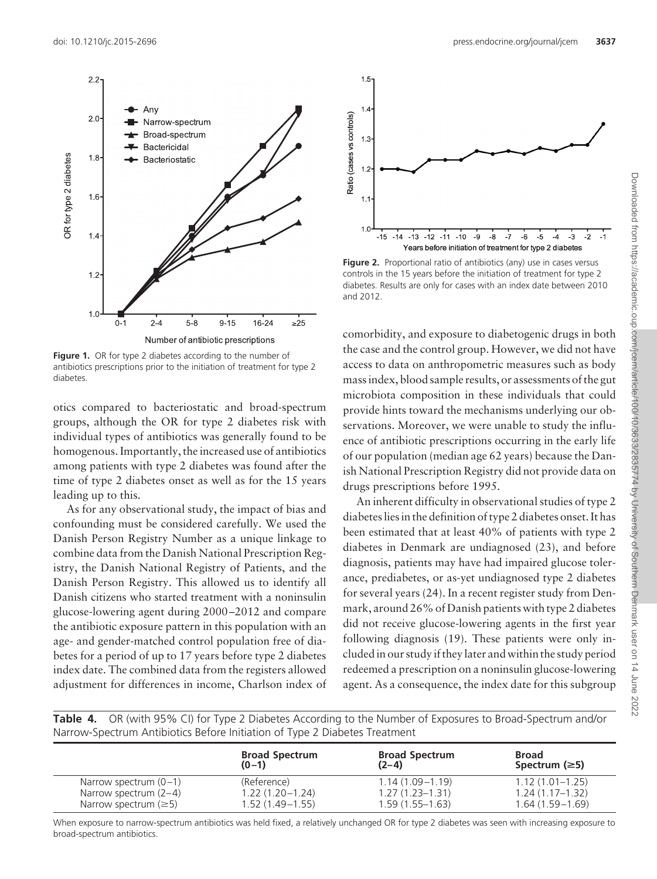Figure 1. OR for type 2 diabetes according to the number of antibiotics prescriptions prior to the initiation of treatment for type 2 diabetes.

Figure 2. Proportional ratio of antibiotics (any) use in cases versus controls in the 15 years before the initiation of treatment for type 2 diabetes. Results are only for cases with an index date between 2010 and 2012.

otics compared to bacteriostatic and broad-spectrum groups, although the OR for type 2 diabetes risk with individual types of antibiotics was generally found to be homogenous. Importantly, the increased use of antibiotics among patients with type 2 diabetes was found after the time of type 2 diabetes onset as well as for the 15 years leading up to this.

As for any observational study, the impact of bias and confounding must be considered carefully. We used the Danish Person Registry Number as a unique linkage to combine data from the Danish National Prescription Registry, the Danish National Registry of Patients, and the Danish Person Registry. This allowed us to identify all Danish citizens who started treatment with a noninsulin glucose-lowering agent during 2000–2012 and compare the antibiotic exposure pattern in this population with an age- and gender-matched control population free of diabetes for a period of up to 17 years before type 2 diabetes index date. The combined data from the registers allowed adjustment for differences in income, Charlson index of comorbidity, and exposure to diabetogenic drugs in both the case and the control group. However, we did not have access to data on anthropometric measures such as body mass index, blood sample results, or assessments of the gut microbiota composition in these individuals that could provide hints toward the mechanisms underlying our observations. Moreover, we were unable to study the influence of antibiotic prescriptions occurring in the early life of our population (median age 62 years) because the Danish National Prescription Registry did not provide data on drugs prescriptions before 1995.

An inherent difficulty in observational studies of type 2 diabetes lies in the definition of type 2 diabetes onset. It has been estimated that at least 40% of patients with type 2 diabetes in Denmark are undiagnosed (23), and before diagnosis, patients may have had impaired glucose tolerance, prediabetes, or as-yet undiagnosed type 2 diabetes for several years (24). In a recent register study from Denmark, around 26% of Danish patients with type 2 diabetes did not receive glucose-lowering agents in the first year following diagnosis (19). These patients were only included in our study if they later and within the study period redeemed a prescription on a noninsulin glucose-lowering agent. As a consequence, the index date for this subgroup

**Table 4.** OR (with 95% CI) for Type 2 Diabetes According to the Number of Exposures to Broad-Spectrum and/or Narrow-Spectrum Antibiotics Before Initiation of Type 2 Diabetes Treatment

| | Broad Spectrum (0–1) | Broad Spectrum (2–4) | Broad Spectrum (≥5) |
|---|---|---|---|
| Narrow spectrum (0–1) | (Reference) | 1.14 (1.09–1.19) | 1.12 (1.01–1.25) |
| Narrow spectrum (2–4) | 1.22 (1.20–1.24) | 1.27 (1.23–1.31) | 1.24 (1.17–1.32) |
| Narrow spectrum (≥5) | 1.52 (1.49–1.55) | 1.59 (1.55–1.63) | 1.64 (1.59–1.69) |

When exposure to narrow-spectrum antibiotics was held fixed, a relatively unchanged OR for type 2 diabetes was seen with increasing exposure to broad-spectrum antibiotics.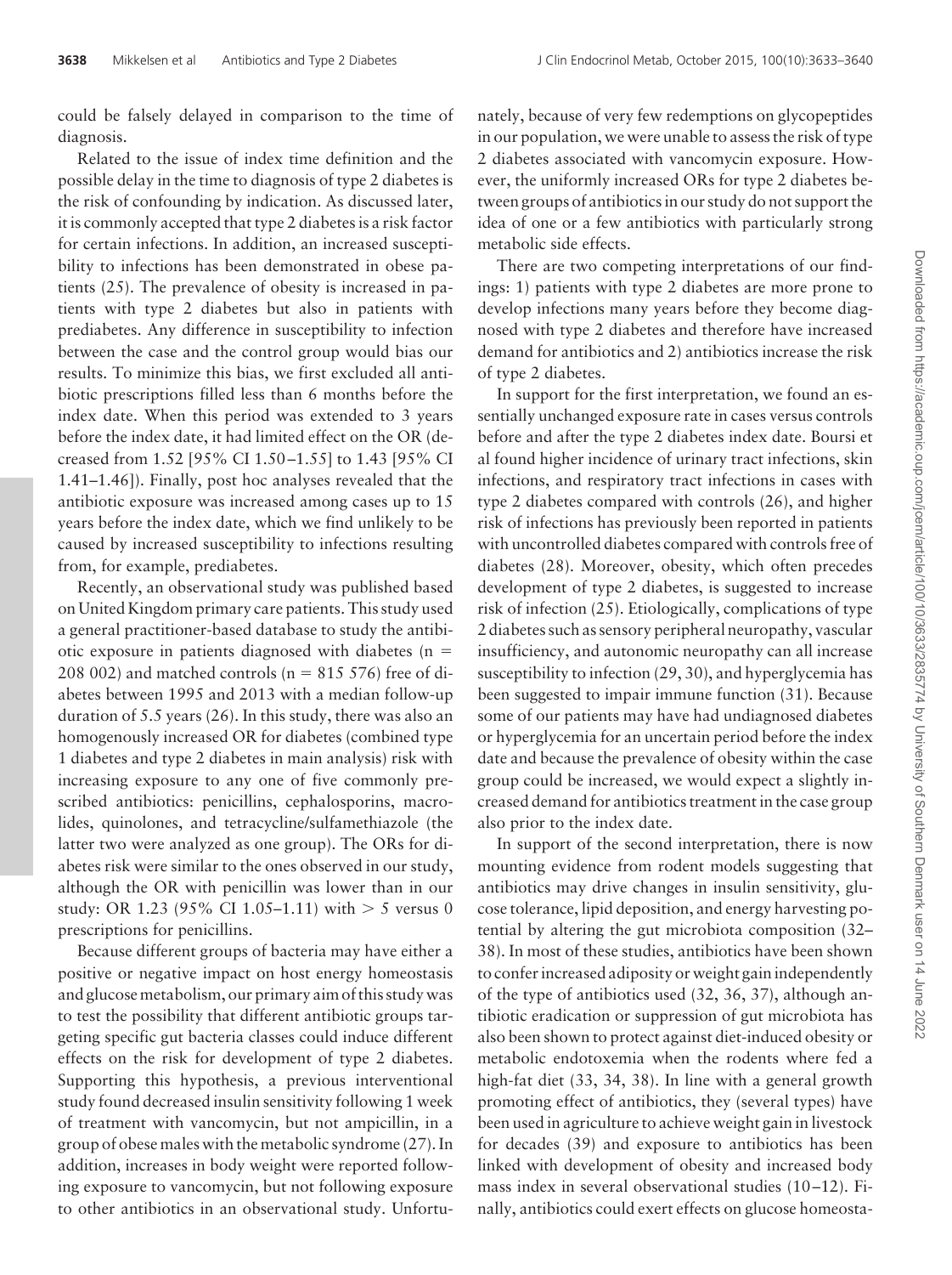could be falsely delayed in comparison to the time of diagnosis.

Related to the issue of index time definition and the possible delay in the time to diagnosis of type 2 diabetes is the risk of confounding by indication. As discussed later, it is commonly accepted that type 2 diabetes is a risk factor for certain infections. In addition, an increased susceptibility to infections has been demonstrated in obese patients (25). The prevalence of obesity is increased in patients with type 2 diabetes but also in patients with prediabetes. Any difference in susceptibility to infection between the case and the control group would bias our results. To minimize this bias, we first excluded all antibiotic prescriptions filled less than 6 months before the index date. When this period was extended to 3 years before the index date, it had limited effect on the OR (decreased from 1.52 [95% CI 1.50–1.55] to 1.43 [95% CI 1.41–1.46]). Finally, post hoc analyses revealed that the antibiotic exposure was increased among cases up to 15 years before the index date, which we find unlikely to be caused by increased susceptibility to infections resulting from, for example, prediabetes.

Recently, an observational study was published based on United Kingdom primary care patients. This study used a general practitioner-based database to study the antibiotic exposure in patients diagnosed with diabetes ($n = 208\ 002$) and matched controls ($n = 815\ 576$) free of diabetes between 1995 and 2013 with a median follow-up duration of 5.5 years (26). In this study, there was also an homogenously increased OR for diabetes (combined type 1 diabetes and type 2 diabetes in main analysis) risk with increasing exposure to any one of five commonly prescribed antibiotics: penicillins, cephalosporins, macrolides, quinolones, and tetracycline/sulfamethiazole (the latter two were analyzed as one group). The ORs for diabetes risk were similar to the ones observed in our study, although the OR with penicillin was lower than in our study: OR 1.23 (95% CI 1.05–1.11) with > 5 versus 0 prescriptions for penicillins.

Because different groups of bacteria may have either a positive or negative impact on host energy homeostasis and glucose metabolism, our primary aim of this study was to test the possibility that different antibiotic groups targeting specific gut bacteria classes could induce different effects on the risk for development of type 2 diabetes. Supporting this hypothesis, a previous interventional study found decreased insulin sensitivity following 1 week of treatment with vancomycin, but not ampicillin, in a group of obese males with the metabolic syndrome (27). In addition, increases in body weight were reported following exposure to vancomycin, but not following exposure to other antibiotics in an observational study. Unfortunately, because of very few redemptions on glycopeptides in our population, we were unable to assess the risk of type 2 diabetes associated with vancomycin exposure. However, the uniformly increased ORs for type 2 diabetes between groups of antibiotics in our study do not support the idea of one or a few antibiotics with particularly strong metabolic side effects.

There are two competing interpretations of our findings: 1) patients with type 2 diabetes are more prone to develop infections many years before they become diagnosed with type 2 diabetes and therefore have increased demand for antibiotics and 2) antibiotics increase the risk of type 2 diabetes.

In support for the first interpretation, we found an essentially unchanged exposure rate in cases versus controls before and after the type 2 diabetes index date. Boursi et al found higher incidence of urinary tract infections, skin infections, and respiratory tract infections in cases with type 2 diabetes compared with controls (26), and higher risk of infections has previously been reported in patients with uncontrolled diabetes compared with controls free of diabetes (28). Moreover, obesity, which often precedes development of type 2 diabetes, is suggested to increase risk of infection (25). Etiologically, complications of type 2 diabetes such as sensory peripheral neuropathy, vascular insufficiency, and autonomic neuropathy can all increase susceptibility to infection (29, 30), and hyperglycemia has been suggested to impair immune function (31). Because some of our patients may have had undiagnosed diabetes or hyperglycemia for an uncertain period before the index date and because the prevalence of obesity within the case group could be increased, we would expect a slightly increased demand for antibiotics treatment in the case group also prior to the index date.

In support of the second interpretation, there is now mounting evidence from rodent models suggesting that antibiotics may drive changes in insulin sensitivity, glucose tolerance, lipid deposition, and energy harvesting potential by altering the gut microbiota composition (32–38). In most of these studies, antibiotics have been shown to confer increased adiposity or weight gain independently of the type of antibiotics used (32, 36, 37), although antibiotic eradication or suppression of gut microbiota has also been shown to protect against diet-induced obesity or metabolic endotoxemia when the rodents where fed a high-fat diet (33, 34, 38). In line with a general growth promoting effect of antibiotics, they (several types) have been used in agriculture to achieve weight gain in livestock for decades (39) and exposure to antibiotics has been linked with development of obesity and increased body mass index in several observational studies (10–12). Finally, antibiotics could exert effects on glucose homeosta-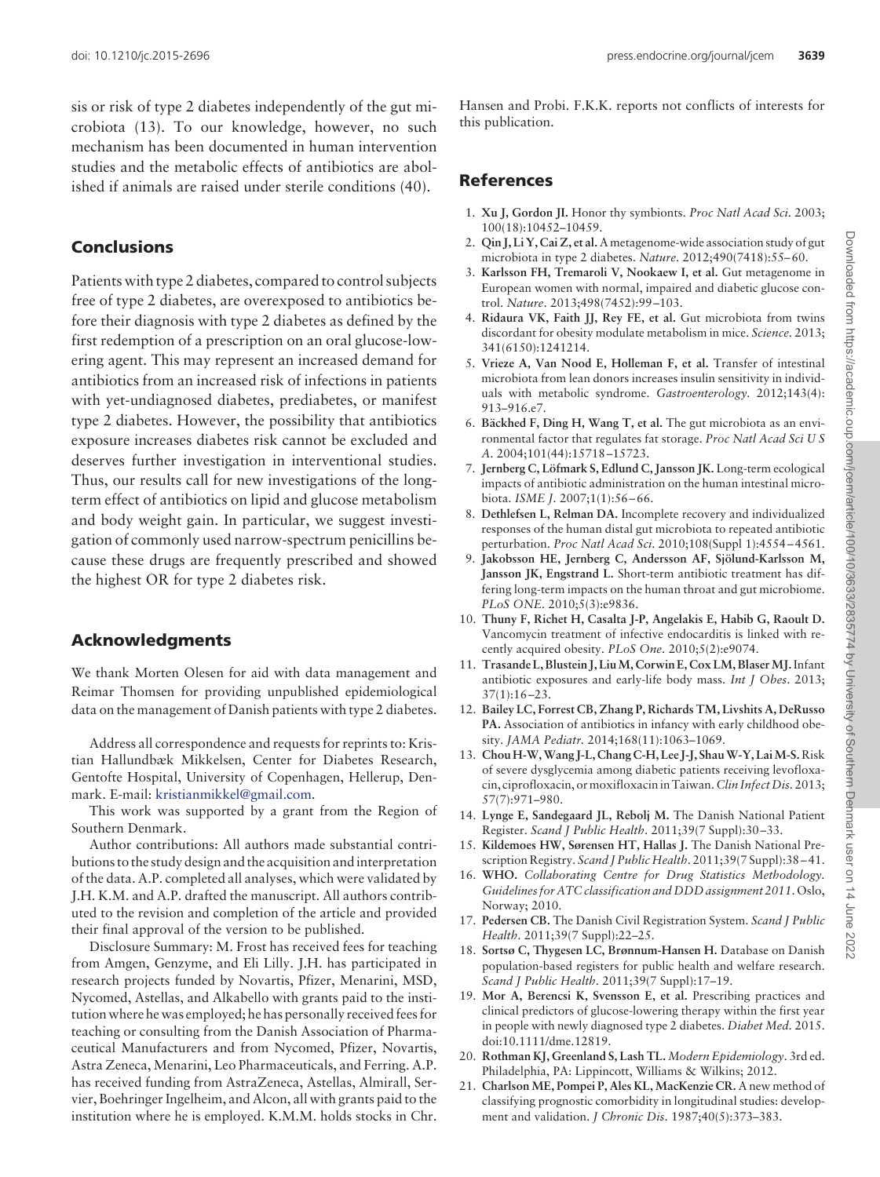sis or risk of type 2 diabetes independently of the gut microbiota (13). To our knowledge, however, no such mechanism has been documented in human intervention studies and the metabolic effects of antibiotics are abolished if animals are raised under sterile conditions (40).

## Conclusions

Patients with type 2 diabetes, compared to control subjects free of type 2 diabetes, are overexposed to antibiotics before their diagnosis with type 2 diabetes as defined by the first redemption of a prescription on an oral glucose-lowering agent. This may represent an increased demand for antibiotics from an increased risk of infections in patients with yet-undiagnosed diabetes, prediabetes, or manifest type 2 diabetes. However, the possibility that antibiotics exposure increases diabetes risk cannot be excluded and deserves further investigation in interventional studies. Thus, our results call for new investigations of the long-term effect of antibiotics on lipid and glucose metabolism and body weight gain. In particular, we suggest investigation of commonly used narrow-spectrum penicillins because these drugs are frequently prescribed and showed the highest OR for type 2 diabetes risk.

## Acknowledgments

We thank Morten Olesen for aid with data management and Reimar Thomsen for providing unpublished epidemiological data on the management of Danish patients with type 2 diabetes.

Address all correspondence and requests for reprints to: Kristian Hallundbæk Mikkelsen, Center for Diabetes Research, Gentofte Hospital, University of Copenhagen, Hellerup, Denmark. E-mail: kristianmikkel@gmail.com.

This work was supported by a grant from the Region of Southern Denmark.

Author contributions: All authors made substantial contributions to the study design and the acquisition and interpretation of the data. A.P. completed all analyses, which were validated by J.H. K.M. and A.P. drafted the manuscript. All authors contributed to the revision and completion of the article and provided their final approval of the version to be published.

Disclosure Summary: M. Frost has received fees for teaching from Amgen, Genzyme, and Eli Lilly. J.H. has participated in research projects funded by Novartis, Pfizer, Menarini, MSD, Nycomed, Astellas, and Alkabello with grants paid to the institution where he was employed; he has personally received fees for teaching or consulting from the Danish Association of Pharmaceutical Manufacturers and from Nycomed, Pfizer, Novartis, Astra Zeneca, Menarini, Leo Pharmaceuticals, and Ferring. A.P. has received funding from AstraZeneca, Astellas, Almirall, Servier, Boehringer Ingelheim, and Alcon, all with grants paid to the institution where he is employed. K.M.M. holds stocks in Chr. Hansen and Probi. F.K.K. reports not conflicts of interests for this publication.

## References

1. **Xu J, Gordon JI.** Honor thy symbionts. *Proc Natl Acad Sci*. 2003; 100(18):10452–10459.
2. **Qin J, Li Y, Cai Z, et al.** A metagenome-wide association study of gut microbiota in type 2 diabetes. *Nature*. 2012;490(7418):55–60.
3. **Karlsson FH, Tremaroli V, Nookaew I, et al.** Gut metagenome in European women with normal, impaired and diabetic glucose control. *Nature*. 2013;498(7452):99–103.
4. **Ridaura VK, Faith JJ, Rey FE, et al.** Gut microbiota from twins discordant for obesity modulate metabolism in mice. *Science*. 2013; 341(6150):1241214.
5. **Vrieze A, Van Nood E, Holleman F, et al.** Transfer of intestinal microbiota from lean donors increases insulin sensitivity in individuals with metabolic syndrome. *Gastroenterology*. 2012;143(4): 913–916.e7.
6. **Bäckhed F, Ding H, Wang T, et al.** The gut microbiota as an environmental factor that regulates fat storage. *Proc Natl Acad Sci U S A*. 2004;101(44):15718–15723.
7. **Jernberg C, Löfmark S, Edlund C, Jansson JK.** Long-term ecological impacts of antibiotic administration on the human intestinal microbiota. *ISME J*. 2007;1(1):56–66.
8. **Dethlefsen L, Relman DA.** Incomplete recovery and individualized responses of the human distal gut microbiota to repeated antibiotic perturbation. *Proc Natl Acad Sci*. 2010;108(Suppl 1):4554–4561.
9. **Jakobsson HE, Jernberg C, Andersson AF, Sjölund-Karlsson M, Jansson JK, Engstrand L.** Short-term antibiotic treatment has differing long-term impacts on the human throat and gut microbiome. *PLoS ONE*. 2010;5(3):e9836.
10. **Thuny F, Richet H, Casalta J-P, Angelakis E, Habib G, Raoult D.** Vancomycin treatment of infective endocarditis is linked with recently acquired obesity. *PLoS One*. 2010;5(2):e9074.
11. **Trasande L, Blustein J, Liu M, Corwin E, Cox LM, Blaser MJ.** Infant antibiotic exposures and early-life body mass. *Int J Obes*. 2013; 37(1):16–23.
12. **Bailey LC, Forrest CB, Zhang P, Richards TM, Livshits A, DeRusso PA.** Association of antibiotics in infancy with early childhood obesity. *JAMA Pediatr*. 2014;168(11):1063–1069.
13. **Chou H-W, Wang J-L, Chang C-H, Lee J-J, Shau W-Y, Lai M-S.** Risk of severe dysglycemia among diabetic patients receiving levofloxacin, ciprofloxacin, or moxifloxacin in Taiwan. *Clin Infect Dis*. 2013; 57(7):971–980.
14. **Lynge E, Sandegaard JL, Rebolj M.** The Danish National Patient Register. *Scand J Public Health*. 2011;39(7 Suppl):30–33.
15. **Kildemoes HW, Sørensen HT, Hallas J.** The Danish National Prescription Registry. *Scand J Public Health*. 2011;39(7 Suppl):38–41.
16. **WHO.** *Collaborating Centre for Drug Statistics Methodology. Guidelines for ATC classification and DDD assignment 2011*. Oslo, Norway; 2010.
17. **Pedersen CB.** The Danish Civil Registration System. *Scand J Public Health*. 2011;39(7 Suppl):22–25.
18. **Sortsø C, Thygesen LC, Brønnum-Hansen H.** Database on Danish population-based registers for public health and welfare research. *Scand J Public Health*. 2011;39(7 Suppl):17–19.
19. **Mor A, Berencsi K, Svensson E, et al.** Prescribing practices and clinical predictors of glucose-lowering therapy within the first year in people with newly diagnosed type 2 diabetes. *Diabet Med*. 2015. doi:10.1111/dme.12819.
20. **Rothman KJ, Greenland S, Lash TL.** *Modern Epidemiology*. 3rd ed. Philadelphia, PA: Lippincott, Williams & Wilkins; 2012.
21. **Charlson ME, Pompei P, Ales KL, MacKenzie CR.** A new method of classifying prognostic comorbidity in longitudinal studies: development and validation. *J Chronic Dis*. 1987;40(5):373–383.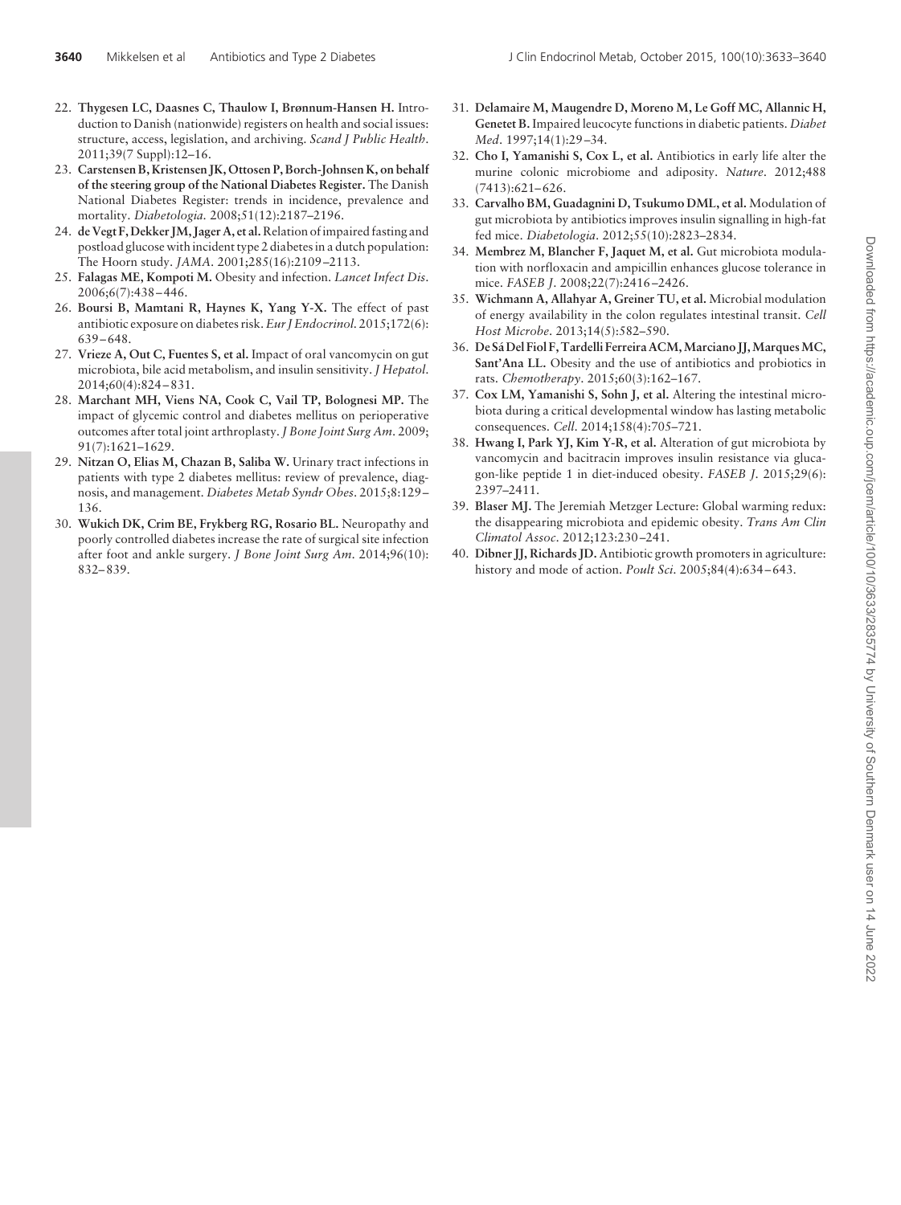22. **Thygesen LC, Daasnes C, Thaulow I, Brønnum-Hansen H.** Introduction to Danish (nationwide) registers on health and social issues: structure, access, legislation, and archiving. *Scand J Public Health*. 2011;39(7 Suppl):12–16.
23. **Carstensen B, Kristensen JK, Ottosen P, Borch-Johnsen K, on behalf of the steering group of the National Diabetes Register.** The Danish National Diabetes Register: trends in incidence, prevalence and mortality. *Diabetologia*. 2008;51(12):2187–2196.
24. **de Vegt F, Dekker JM, Jager A, et al.** Relation of impaired fasting and postload glucose with incident type 2 diabetes in a dutch population: The Hoorn study. *JAMA*. 2001;285(16):2109–2113.
25. **Falagas ME, Kompoti M.** Obesity and infection. *Lancet Infect Dis*. 2006;6(7):438–446.
26. **Boursi B, Mamtani R, Haynes K, Yang Y-X.** The effect of past antibiotic exposure on diabetes risk. *Eur J Endocrinol*. 2015;172(6): 639–648.
27. **Vrieze A, Out C, Fuentes S, et al.** Impact of oral vancomycin on gut microbiota, bile acid metabolism, and insulin sensitivity. *J Hepatol*. 2014;60(4):824–831.
28. **Marchant MH, Viens NA, Cook C, Vail TP, Bolognesi MP.** The impact of glycemic control and diabetes mellitus on perioperative outcomes after total joint arthroplasty. *J Bone Joint Surg Am*. 2009; 91(7):1621–1629.
29. **Nitzan O, Elias M, Chazan B, Saliba W.** Urinary tract infections in patients with type 2 diabetes mellitus: review of prevalence, diagnosis, and management. *Diabetes Metab Syndr Obes*. 2015;8:129–136.
30. **Wukich DK, Crim BE, Frykberg RG, Rosario BL.** Neuropathy and poorly controlled diabetes increase the rate of surgical site infection after foot and ankle surgery. *J Bone Joint Surg Am*. 2014;96(10): 832–839.
31. **Delamaire M, Maugendre D, Moreno M, Le Goff MC, Allannic H, Genetet B.** Impaired leucocyte functions in diabetic patients. *Diabet Med*. 1997;14(1):29–34.
32. **Cho I, Yamanishi S, Cox L, et al.** Antibiotics in early life alter the murine colonic microbiome and adiposity. *Nature*. 2012;488 (7413):621–626.
33. **Carvalho BM, Guadagnini D, Tsukumo DML, et al.** Modulation of gut microbiota by antibiotics improves insulin signalling in high-fat fed mice. *Diabetologia*. 2012;55(10):2823–2834.
34. **Membrez M, Blancher F, Jaquet M, et al.** Gut microbiota modulation with norfloxacin and ampicillin enhances glucose tolerance in mice. *FASEB J*. 2008;22(7):2416–2426.
35. **Wichmann A, Allahyar A, Greiner TU, et al.** Microbial modulation of energy availability in the colon regulates intestinal transit. *Cell Host Microbe*. 2013;14(5):582–590.
36. **De Sá Del Fiol F, Tardelli Ferreira ACM, Marciano JJ, Marques MC, Sant'Ana LL.** Obesity and the use of antibiotics and probiotics in rats. *Chemotherapy*. 2015;60(3):162–167.
37. **Cox LM, Yamanishi S, Sohn J, et al.** Altering the intestinal microbiota during a critical developmental window has lasting metabolic consequences. *Cell*. 2014;158(4):705–721.
38. **Hwang I, Park YJ, Kim Y-R, et al.** Alteration of gut microbiota by vancomycin and bacitracin improves insulin resistance via glucagon-like peptide 1 in diet-induced obesity. *FASEB J*. 2015;29(6): 2397–2411.
39. **Blaser MJ.** The Jeremiah Metzger Lecture: Global warming redux: the disappearing microbiota and epidemic obesity. *Trans Am Clin Climatol Assoc*. 2012;123:230–241.
40. **Dibner JJ, Richards JD.** Antibiotic growth promoters in agriculture: history and mode of action. *Poult Sci*. 2005;84(4):634–643.